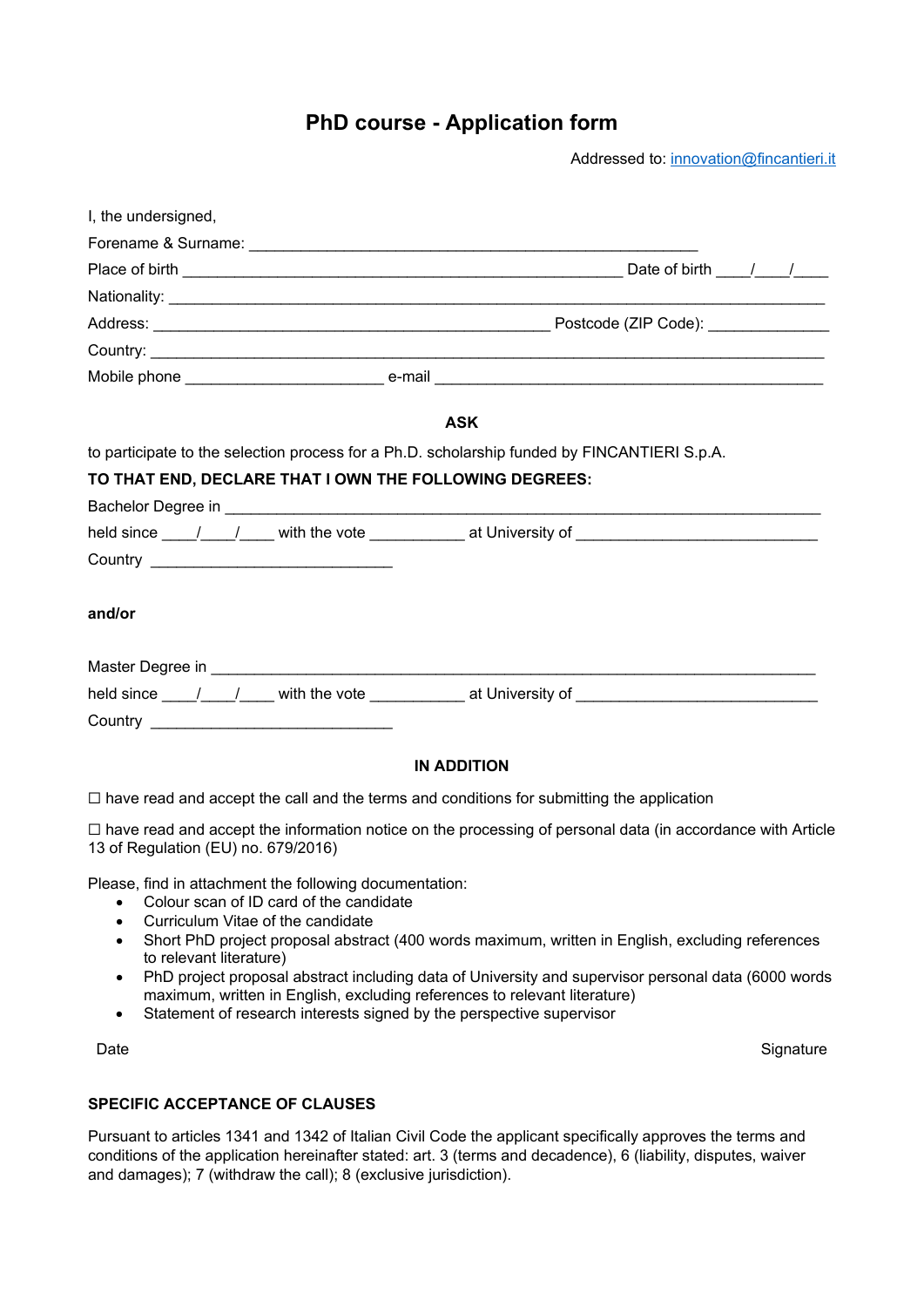# PhD course - Application form

Addressed to: innovation@fincantieri.it

I, the undersigned,

Forename & Surname: ____________________________________________________

Place of birth ____________________________________________________ Date of birth ____/____/____

Nationality: ______________________________________________________________________________

Address: ______________________________________________ Postcode (ZIP Code): ______________

Country: _________________________________________________________________________________

Mobile phone ______________________ e-mail ____________________________________________

**ASK**

to participate to the selection process for a Ph.D. scholarship funded by FINCANTIERI S.p.A.

**TO THAT END, DECLARE THAT I OWN THE FOLLOWING DEGREES:**

Bachelor Degree in _____________________________________________________________________

held since ____/____/____ with the vote ___________ at University of ____________________________

Country ____________________________

**and/or**

Master Degree in _______________________________________________________________________

held since ____/____/____ with the vote ___________ at University of ____________________________

Country ____________________________

**IN ADDITION**

☐ have read and accept the call and the terms and conditions for submitting the application

☐ have read and accept the information notice on the processing of personal data (in accordance with Article 13 of Regulation (EU) no. 679/2016)

Please, find in attachment the following documentation:

- Colour scan of ID card of the candidate
- Curriculum Vitae of the candidate
- Short PhD project proposal abstract (400 words maximum, written in English, excluding references to relevant literature)
- PhD project proposal abstract including data of University and supervisor personal data (6000 words maximum, written in English, excluding references to relevant literature)
- Statement of research interests signed by the perspective supervisor

Date                                                                                                    Signature

**SPECIFIC ACCEPTANCE OF CLAUSES**

Pursuant to articles 1341 and 1342 of Italian Civil Code the applicant specifically approves the terms and conditions of the application hereinafter stated: art. 3 (terms and decadence), 6 (liability, disputes, waiver and damages); 7 (withdraw the call); 8 (exclusive jurisdiction).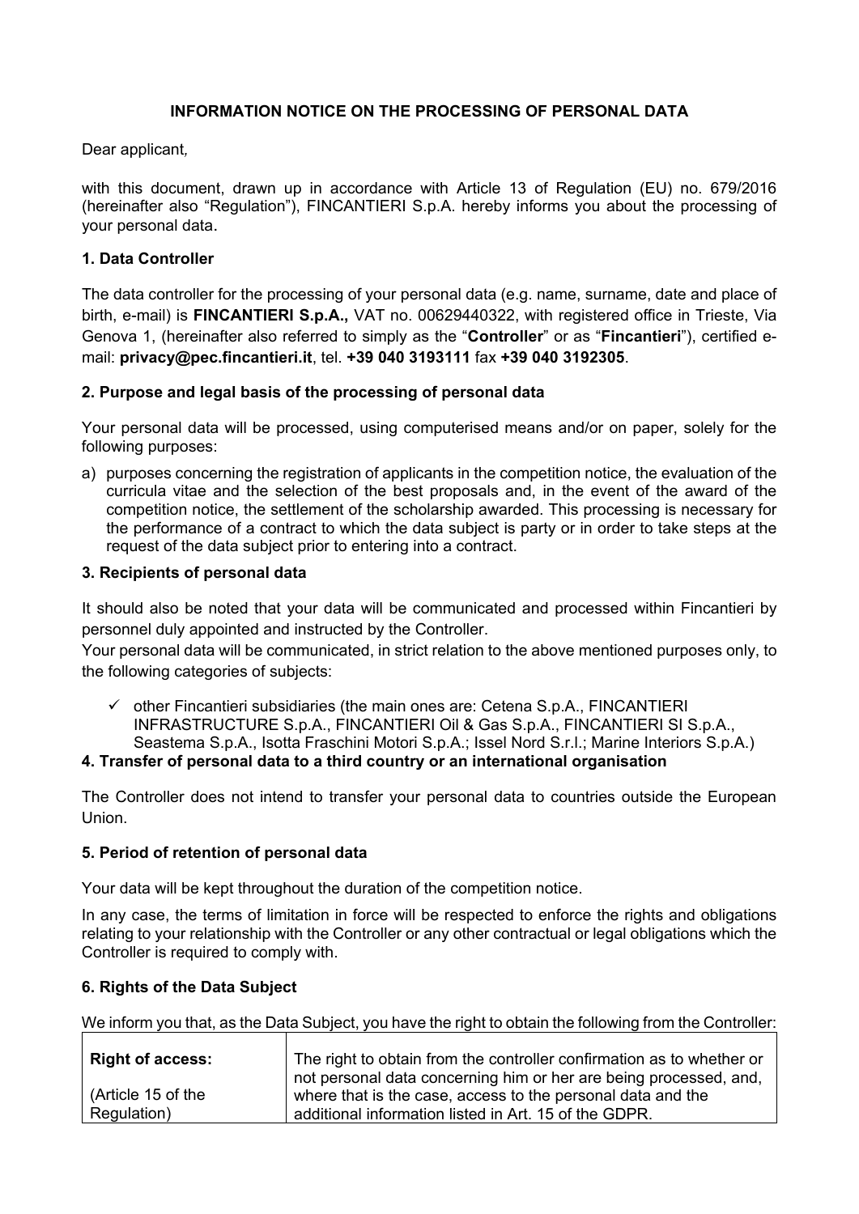**INFORMATION NOTICE ON THE PROCESSING OF PERSONAL DATA**

Dear applicant,

with this document, drawn up in accordance with Article 13 of Regulation (EU) no. 679/2016 (hereinafter also "Regulation"), FINCANTIERI S.p.A. hereby informs you about the processing of your personal data.

## 1. Data Controller

The data controller for the processing of your personal data (e.g. name, surname, date and place of birth, e-mail) is **FINCANTIERI S.p.A.,** VAT no. 00629440322, with registered office in Trieste, Via Genova 1, (hereinafter also referred to simply as the "**Controller**" or as "**Fincantieri**"), certified e-mail: **privacy@pec.fincantieri.it**, tel. **+39 040 3193111** fax **+39 040 3192305**.

## 2. Purpose and legal basis of the processing of personal data

Your personal data will be processed, using computerised means and/or on paper, solely for the following purposes:

a) purposes concerning the registration of applicants in the competition notice, the evaluation of the curricula vitae and the selection of the best proposals and, in the event of the award of the competition notice, the settlement of the scholarship awarded. This processing is necessary for the performance of a contract to which the data subject is party or in order to take steps at the request of the data subject prior to entering into a contract.

## 3. Recipients of personal data

It should also be noted that your data will be communicated and processed within Fincantieri by personnel duly appointed and instructed by the Controller.

Your personal data will be communicated, in strict relation to the above mentioned purposes only, to the following categories of subjects:

- ✓ other Fincantieri subsidiaries (the main ones are: Cetena S.p.A., FINCANTIERI INFRASTRUCTURE S.p.A., FINCANTIERI Oil & Gas S.p.A., FINCANTIERI SI S.p.A., Seastema S.p.A., Isotta Fraschini Motori S.p.A.; Issel Nord S.r.l.; Marine Interiors S.p.A.)

## 4. Transfer of personal data to a third country or an international organisation

The Controller does not intend to transfer your personal data to countries outside the European Union.

## 5. Period of retention of personal data

Your data will be kept throughout the duration of the competition notice.

In any case, the terms of limitation in force will be respected to enforce the rights and obligations relating to your relationship with the Controller or any other contractual or legal obligations which the Controller is required to comply with.

## 6. Rights of the Data Subject

We inform you that, as the Data Subject, you have the right to obtain the following from the Controller:

| | |
|---|---|
| **Right of access:** (Article 15 of the Regulation) | The right to obtain from the controller confirmation as to whether or not personal data concerning him or her are being processed, and, where that is the case, access to the personal data and the additional information listed in Art. 15 of the GDPR. |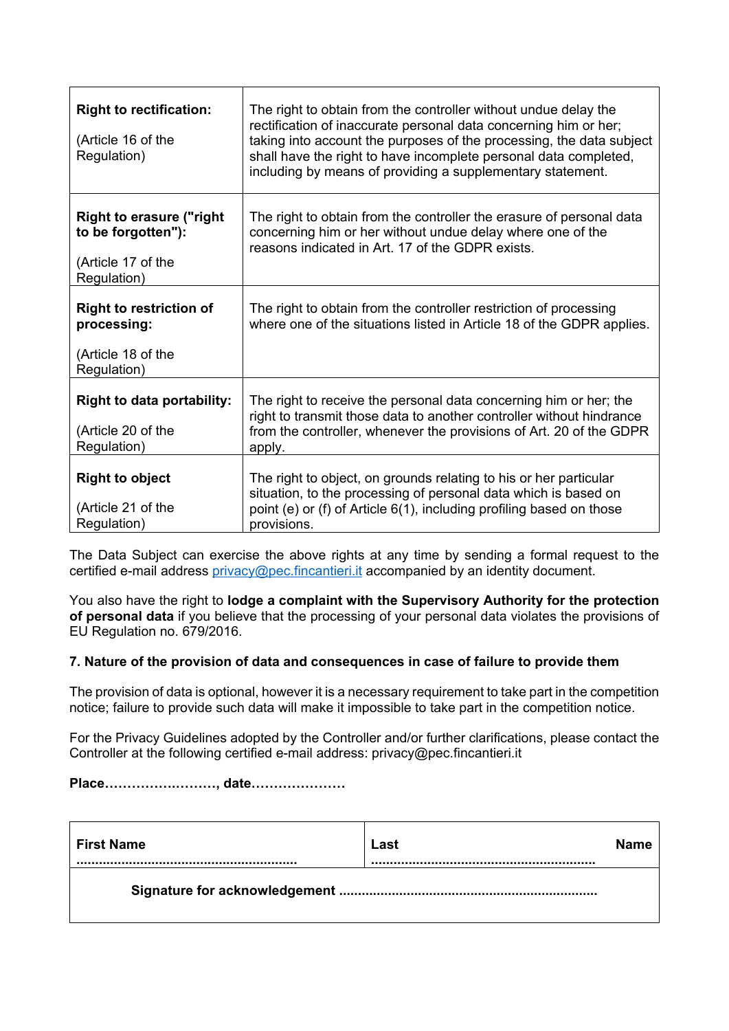| | |
|---|---|
| **Right to rectification:**<br><br>(Article 16 of the Regulation) | The right to obtain from the controller without undue delay the rectification of inaccurate personal data concerning him or her; taking into account the purposes of the processing, the data subject shall have the right to have incomplete personal data completed, including by means of providing a supplementary statement. |
| **Right to erasure ("right to be forgotten"):**<br><br>(Article 17 of the Regulation) | The right to obtain from the controller the erasure of personal data concerning him or her without undue delay where one of the reasons indicated in Art. 17 of the GDPR exists. |
| **Right to restriction of processing:**<br><br>(Article 18 of the Regulation) | The right to obtain from the controller restriction of processing where one of the situations listed in Article 18 of the GDPR applies. |
| **Right to data portability:**<br><br>(Article 20 of the Regulation) | The right to receive the personal data concerning him or her; the right to transmit those data to another controller without hindrance from the controller, whenever the provisions of Art. 20 of the GDPR apply. |
| **Right to object**<br><br>(Article 21 of the Regulation) | The right to object, on grounds relating to his or her particular situation, to the processing of personal data which is based on point (e) or (f) of Article 6(1), including profiling based on those provisions. |

The Data Subject can exercise the above rights at any time by sending a formal request to the certified e-mail address privacy@pec.fincantieri.it accompanied by an identity document.

You also have the right to **lodge a complaint with the Supervisory Authority for the protection of personal data** if you believe that the processing of your personal data violates the provisions of EU Regulation no. 679/2016.

### 7. Nature of the provision of data and consequences in case of failure to provide them

The provision of data is optional, however it is a necessary requirement to take part in the competition notice; failure to provide such data will make it impossible to take part in the competition notice.

For the Privacy Guidelines adopted by the Controller and/or further clarifications, please contact the Controller at the following certified e-mail address: privacy@pec.fincantieri.it

**Place……………………., date…………………**

| | |
|---|---|
| **First Name** ………………………………………………… | **Last Name** ………………………………………………… |
| **Signature for acknowledgement** ………………………………………………………… | |